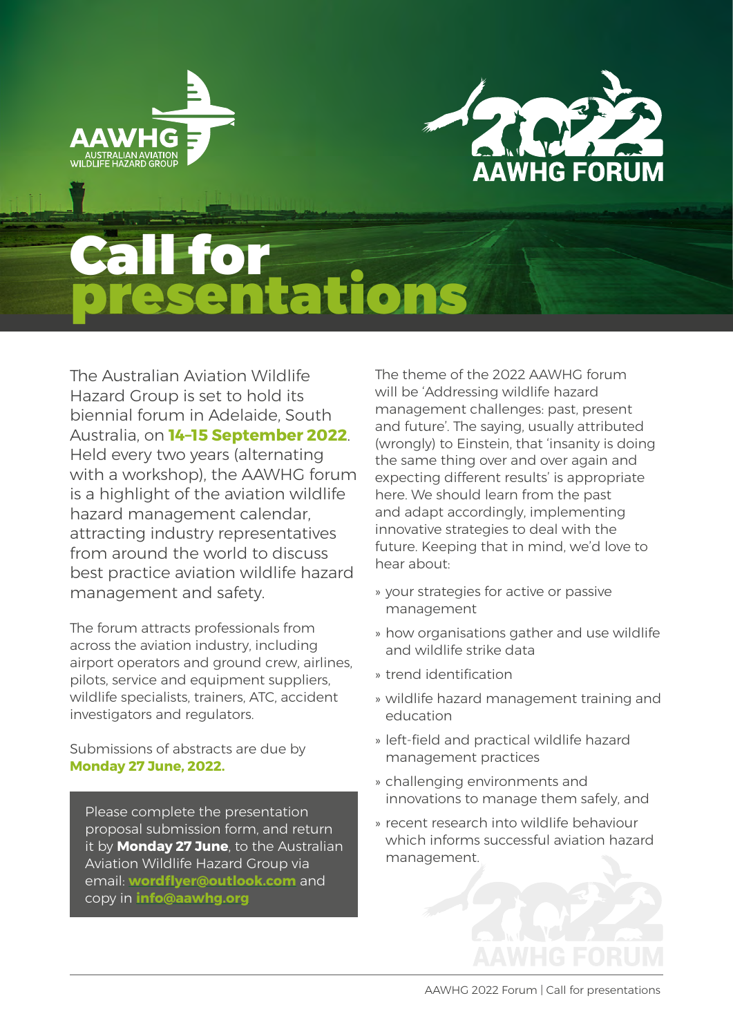AAWHG
AUSTRALIAN AVIATION WILDLIFE HAZARD GROUP

2022 AAWHG FORUM

# Call for presentations

The Australian Aviation Wildlife Hazard Group is set to hold its biennial forum in Adelaide, South Australia, on **14–15 September 2022**. Held every two years (alternating with a workshop), the AAWHG forum is a highlight of the aviation wildlife hazard management calendar, attracting industry representatives from around the world to discuss best practice aviation wildlife hazard management and safety.

The forum attracts professionals from across the aviation industry, including airport operators and ground crew, airlines, pilots, service and equipment suppliers, wildlife specialists, trainers, ATC, accident investigators and regulators.

Submissions of abstracts are due by **Monday 27 June, 2022.**

Please complete the presentation proposal submission form, and return it by **Monday 27 June**, to the Australian Aviation Wildlife Hazard Group via email: **wordflyer@outlook.com** and copy in **info@aawhg.org**

The theme of the 2022 AAWHG forum will be 'Addressing wildlife hazard management challenges: past, present and future'. The saying, usually attributed (wrongly) to Einstein, that 'insanity is doing the same thing over and over again and expecting different results' is appropriate here. We should learn from the past and adapt accordingly, implementing innovative strategies to deal with the future. Keeping that in mind, we'd love to hear about:

- your strategies for active or passive management
- how organisations gather and use wildlife and wildlife strike data
- trend identification
- wildlife hazard management training and education
- left-field and practical wildlife hazard management practices
- challenging environments and innovations to manage them safely, and
- recent research into wildlife behaviour which informs successful aviation hazard management.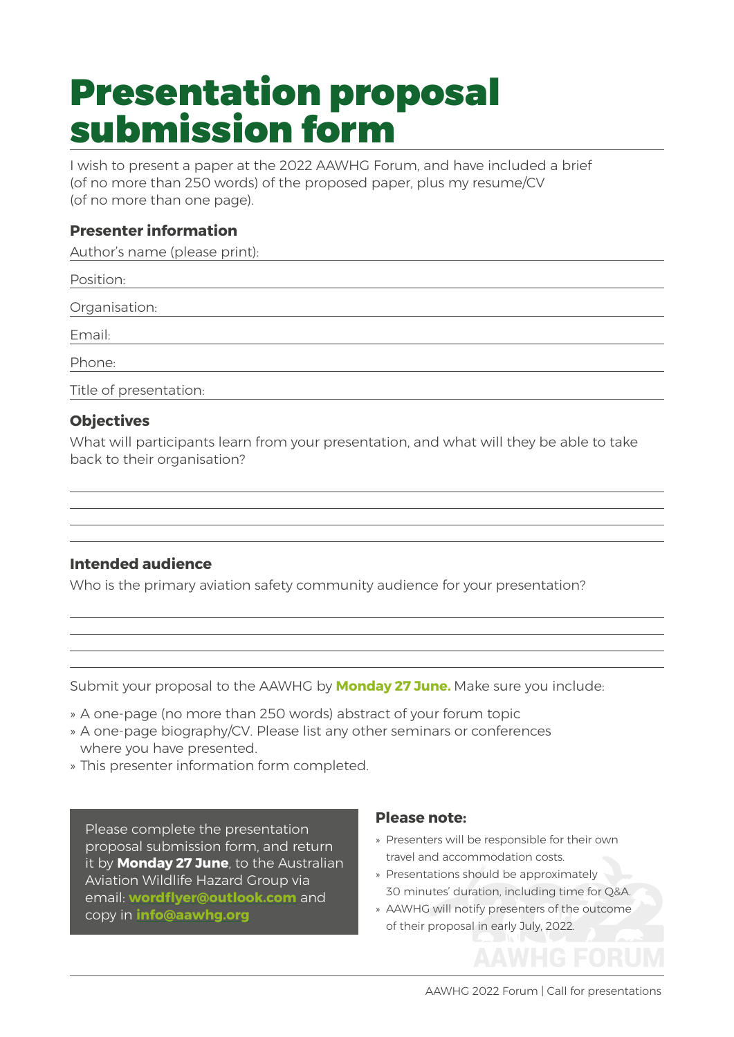# Presentation proposal submission form

I wish to present a paper at the 2022 AAWHG Forum, and have included a brief (of no more than 250 words) of the proposed paper, plus my resume/CV (of no more than one page).

### Presenter information

Author's name (please print):

Position:

Organisation:

Email:

Phone:

Title of presentation:

### Objectives

What will participants learn from your presentation, and what will they be able to take back to their organisation?

### Intended audience

Who is the primary aviation safety community audience for your presentation?

Submit your proposal to the AAWHG by **Monday 27 June.** Make sure you include:

- A one-page (no more than 250 words) abstract of your forum topic
- A one-page biography/CV. Please list any other seminars or conferences where you have presented.
- This presenter information form completed.

Please complete the presentation proposal submission form, and return it by **Monday 27 June**, to the Australian Aviation Wildlife Hazard Group via email: **wordflyer@outlook.com** and copy in **info@aawhg.org**

### Please note:

- Presenters will be responsible for their own travel and accommodation costs.
- Presentations should be approximately 30 minutes' duration, including time for Q&A.
- AAWHG will notify presenters of the outcome of their proposal in early July, 2022.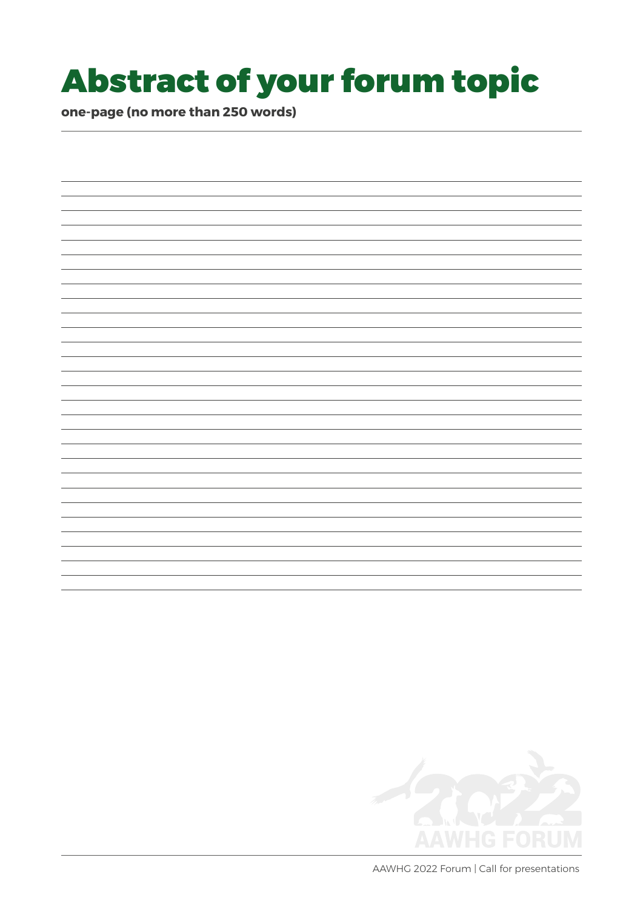# Abstract of your forum topic

**one-page (no more than 250 words)**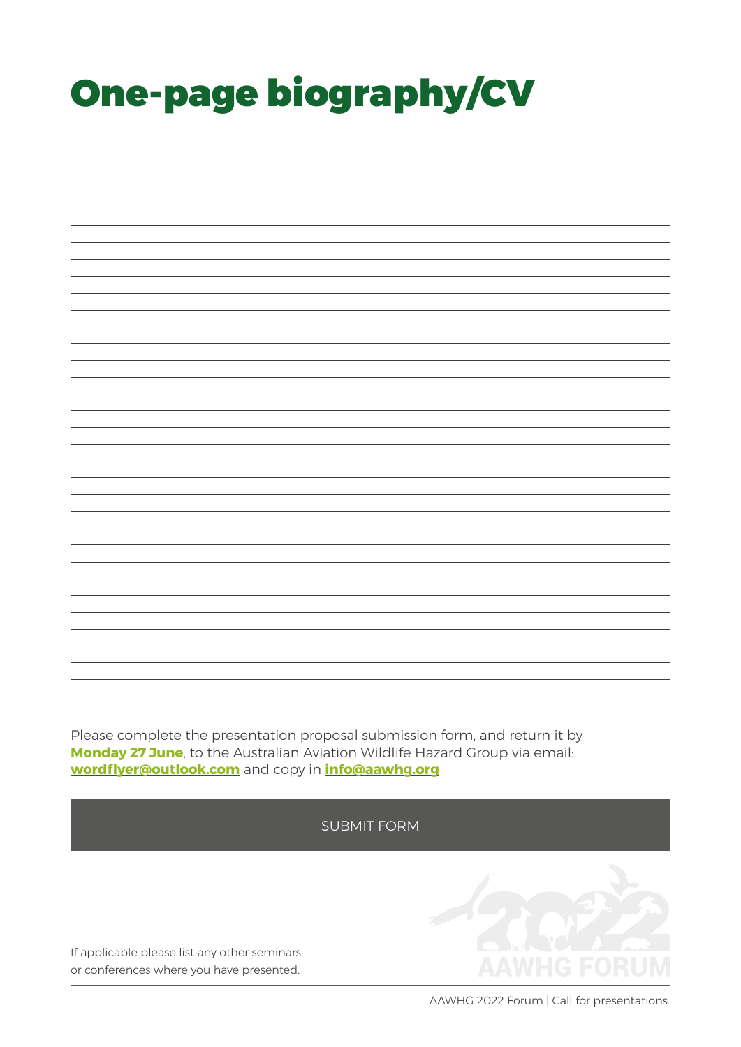# One-page biography/CV

Please complete the presentation proposal submission form, and return it by **Monday 27 June**, to the Australian Aviation Wildlife Hazard Group via email: **wordflyer@outlook.com** and copy in **info@aawhg.org**

SUBMIT FORM

If applicable please list any other seminars or conferences where you have presented.